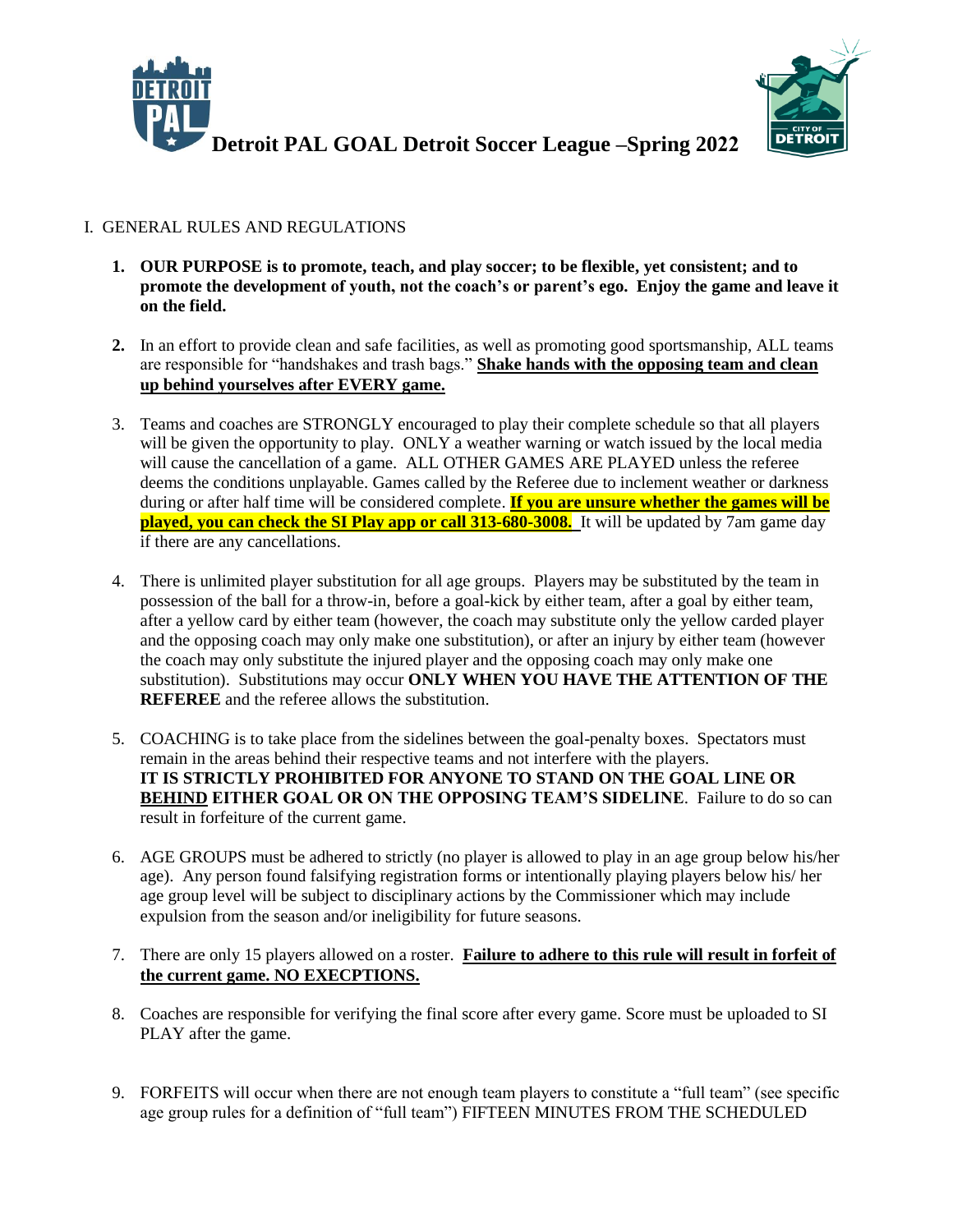# Detroit PAL GOAL Detroit Soccer League –Spring 2022

## I. GENERAL RULES AND REGULATIONS

1. **OUR PURPOSE is to promote, teach, and play soccer; to be flexible, yet consistent; and to promote the development of youth, not the coach's or parent's ego. Enjoy the game and leave it on the field.**

2. In an effort to provide clean and safe facilities, as well as promoting good sportsmanship, ALL teams are responsible for "handshakes and trash bags." **Shake hands with the opposing team and clean up behind yourselves after EVERY game.**

3. Teams and coaches are STRONGLY encouraged to play their complete schedule so that all players will be given the opportunity to play. ONLY a weather warning or watch issued by the local media will cause the cancellation of a game. ALL OTHER GAMES ARE PLAYED unless the referee deems the conditions unplayable. Games called by the Referee due to inclement weather or darkness during or after half time will be considered complete. **If you are unsure whether the games will be played, you can check the SI Play app or call 313-680-3008.** It will be updated by 7am game day if there are any cancellations.

4. There is unlimited player substitution for all age groups. Players may be substituted by the team in possession of the ball for a throw-in, before a goal-kick by either team, after a goal by either team, after a yellow card by either team (however, the coach may substitute only the yellow carded player and the opposing coach may only make one substitution), or after an injury by either team (however the coach may only substitute the injured player and the opposing coach may only make one substitution). Substitutions may occur **ONLY WHEN YOU HAVE THE ATTENTION OF THE REFEREE** and the referee allows the substitution.

5. COACHING is to take place from the sidelines between the goal-penalty boxes. Spectators must remain in the areas behind their respective teams and not interfere with the players. **IT IS STRICTLY PROHIBITED FOR ANYONE TO STAND ON THE GOAL LINE OR BEHIND EITHER GOAL OR ON THE OPPOSING TEAM'S SIDELINE**. Failure to do so can result in forfeiture of the current game.

6. AGE GROUPS must be adhered to strictly (no player is allowed to play in an age group below his/her age). Any person found falsifying registration forms or intentionally playing players below his/ her age group level will be subject to disciplinary actions by the Commissioner which may include expulsion from the season and/or ineligibility for future seasons.

7. There are only 15 players allowed on a roster. **Failure to adhere to this rule will result in forfeit of the current game. NO EXECPTIONS.**

8. Coaches are responsible for verifying the final score after every game. Score must be uploaded to SI PLAY after the game.

9. FORFEITS will occur when there are not enough team players to constitute a "full team" (see specific age group rules for a definition of "full team") FIFTEEN MINUTES FROM THE SCHEDULED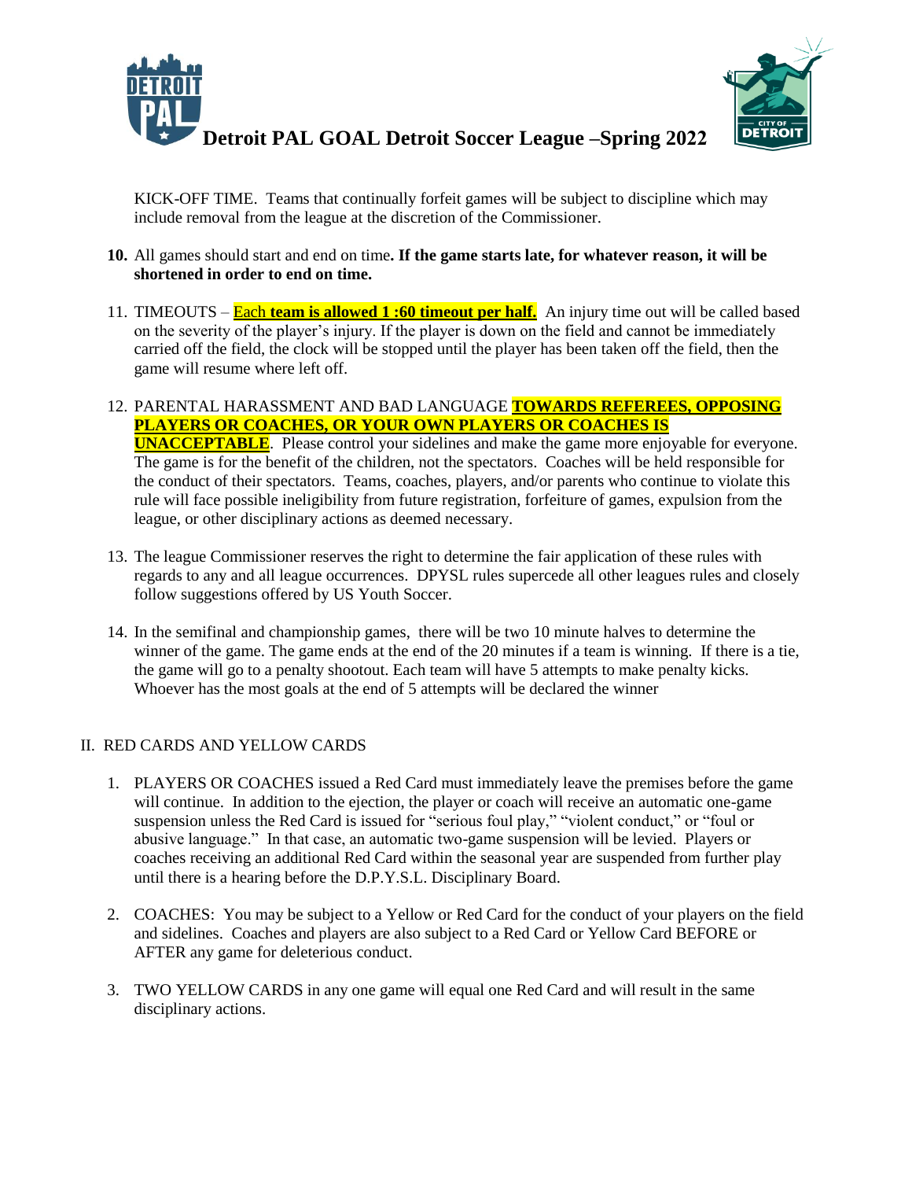KICK-OFF TIME. Teams that continually forfeit games will be subject to discipline which may include removal from the league at the discretion of the Commissioner.

10. All games should start and end on time**. If the game starts late, for whatever reason, it will be shortened in order to end on time.**

11. TIMEOUTS – Each **team is allowed 1 :60 timeout per half.** An injury time out will be called based on the severity of the player's injury. If the player is down on the field and cannot be immediately carried off the field, the clock will be stopped until the player has been taken off the field, then the game will resume where left off.

12. PARENTAL HARASSMENT AND BAD LANGUAGE **TOWARDS REFEREES, OPPOSING PLAYERS OR COACHES, OR YOUR OWN PLAYERS OR COACHES IS UNACCEPTABLE**. Please control your sidelines and make the game more enjoyable for everyone. The game is for the benefit of the children, not the spectators. Coaches will be held responsible for the conduct of their spectators. Teams, coaches, players, and/or parents who continue to violate this rule will face possible ineligibility from future registration, forfeiture of games, expulsion from the league, or other disciplinary actions as deemed necessary.

13. The league Commissioner reserves the right to determine the fair application of these rules with regards to any and all league occurrences. DPYSL rules supercede all other leagues rules and closely follow suggestions offered by US Youth Soccer.

14. In the semifinal and championship games, there will be two 10 minute halves to determine the winner of the game. The game ends at the end of the 20 minutes if a team is winning. If there is a tie, the game will go to a penalty shootout. Each team will have 5 attempts to make penalty kicks. Whoever has the most goals at the end of 5 attempts will be declared the winner

## II. RED CARDS AND YELLOW CARDS

1. PLAYERS OR COACHES issued a Red Card must immediately leave the premises before the game will continue. In addition to the ejection, the player or coach will receive an automatic one-game suspension unless the Red Card is issued for "serious foul play," "violent conduct," or "foul or abusive language." In that case, an automatic two-game suspension will be levied. Players or coaches receiving an additional Red Card within the seasonal year are suspended from further play until there is a hearing before the D.P.Y.S.L. Disciplinary Board.

2. COACHES: You may be subject to a Yellow or Red Card for the conduct of your players on the field and sidelines. Coaches and players are also subject to a Red Card or Yellow Card BEFORE or AFTER any game for deleterious conduct.

3. TWO YELLOW CARDS in any one game will equal one Red Card and will result in the same disciplinary actions.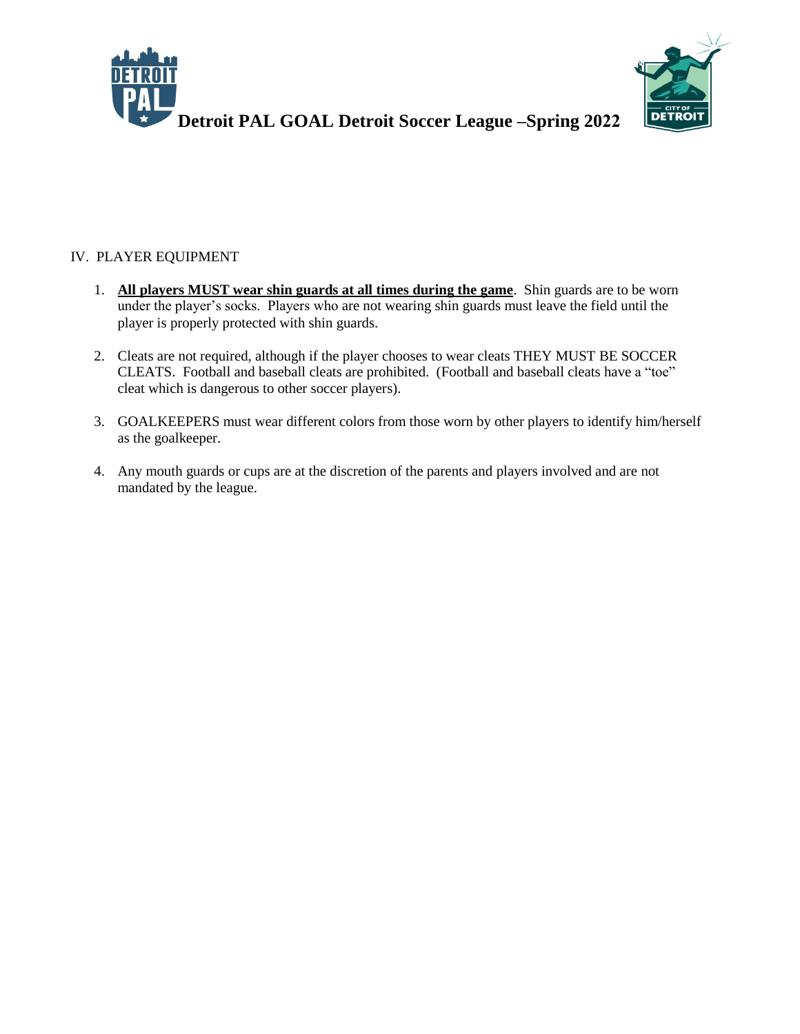## IV. PLAYER EQUIPMENT

1. **All players MUST wear shin guards at all times during the game**. Shin guards are to be worn under the player's socks. Players who are not wearing shin guards must leave the field until the player is properly protected with shin guards.

2. Cleats are not required, although if the player chooses to wear cleats THEY MUST BE SOCCER CLEATS. Football and baseball cleats are prohibited. (Football and baseball cleats have a "toe" cleat which is dangerous to other soccer players).

3. GOALKEEPERS must wear different colors from those worn by other players to identify him/herself as the goalkeeper.

4. Any mouth guards or cups are at the discretion of the parents and players involved and are not mandated by the league.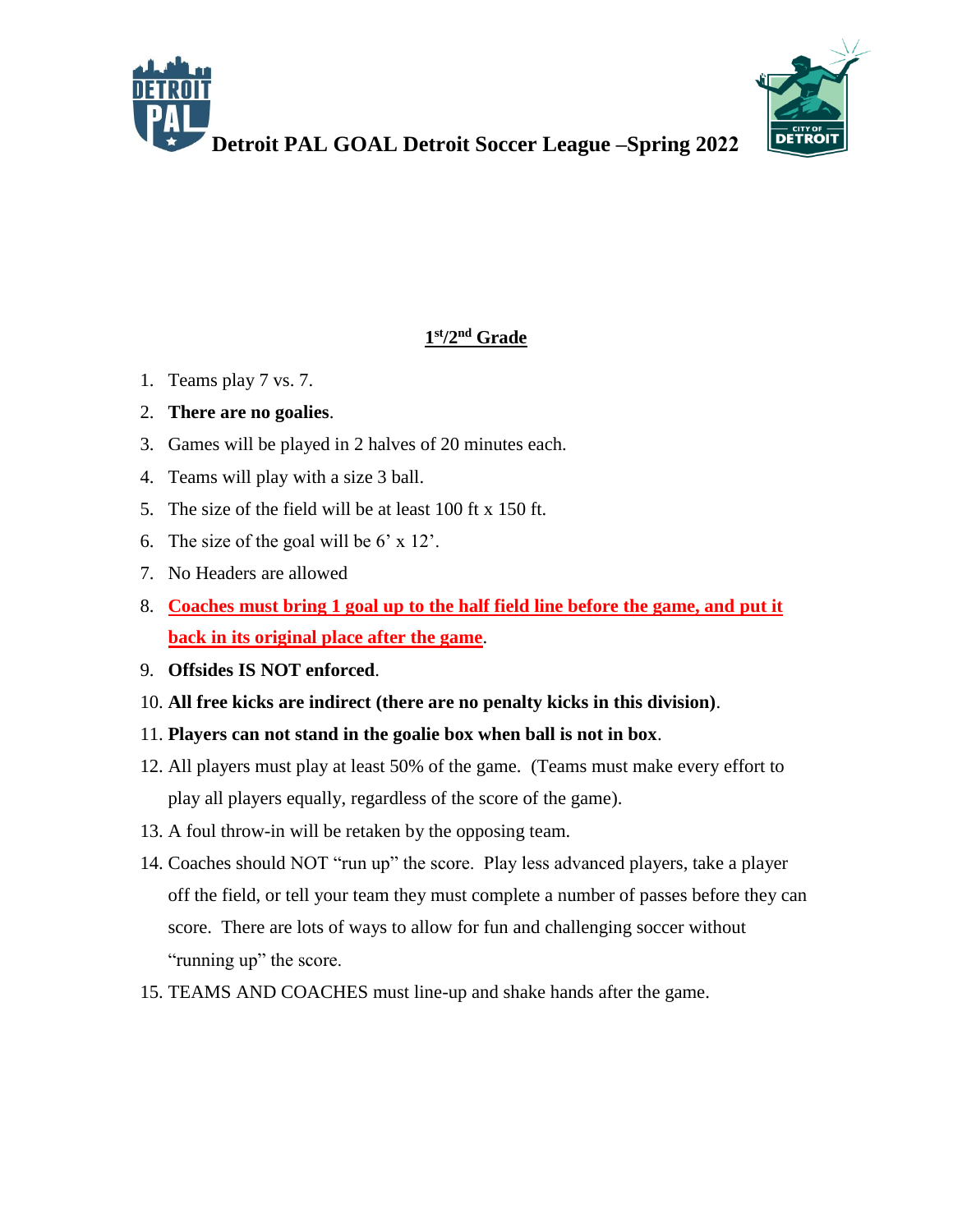# Detroit PAL GOAL Detroit Soccer League –Spring 2022

## 1st/2nd Grade

1. Teams play 7 vs. 7.
2. **There are no goalies**.
3. Games will be played in 2 halves of 20 minutes each.
4. Teams will play with a size 3 ball.
5. The size of the field will be at least 100 ft x 150 ft.
6. The size of the goal will be 6' x 12'.
7. No Headers are allowed
8. **Coaches must bring 1 goal up to the half field line before the game, and put it back in its original place after the game**.
9. **Offsides IS NOT enforced**.
10. **All free kicks are indirect (there are no penalty kicks in this division)**.
11. **Players can not stand in the goalie box when ball is not in box**.
12. All players must play at least 50% of the game. (Teams must make every effort to play all players equally, regardless of the score of the game).
13. A foul throw-in will be retaken by the opposing team.
14. Coaches should NOT "run up" the score. Play less advanced players, take a player off the field, or tell your team they must complete a number of passes before they can score. There are lots of ways to allow for fun and challenging soccer without "running up" the score.
15. TEAMS AND COACHES must line-up and shake hands after the game.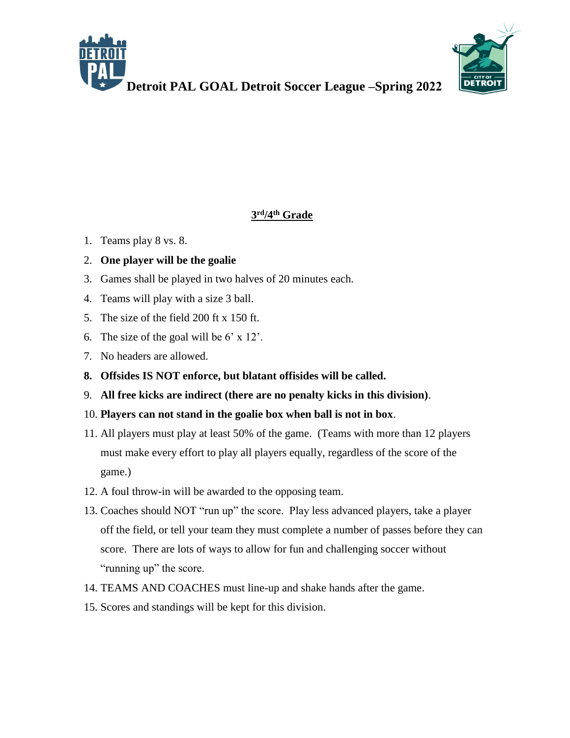# Detroit PAL GOAL Detroit Soccer League –Spring 2022

## 3rd/4th Grade

1. Teams play 8 vs. 8.
2. **One player will be the goalie**
3. Games shall be played in two halves of 20 minutes each.
4. Teams will play with a size 3 ball.
5. The size of the field 200 ft x 150 ft.
6. The size of the goal will be 6' x 12'.
7. No headers are allowed.
8. **Offsides IS NOT enforce, but blatant offisides will be called.**
9. **All free kicks are indirect (there are no penalty kicks in this division)**.
10. **Players can not stand in the goalie box when ball is not in box**.
11. All players must play at least 50% of the game. (Teams with more than 12 players must make every effort to play all players equally, regardless of the score of the game.)
12. A foul throw-in will be awarded to the opposing team.
13. Coaches should NOT "run up" the score. Play less advanced players, take a player off the field, or tell your team they must complete a number of passes before they can score. There are lots of ways to allow for fun and challenging soccer without "running up" the score.
14. TEAMS AND COACHES must line-up and shake hands after the game.
15. Scores and standings will be kept for this division.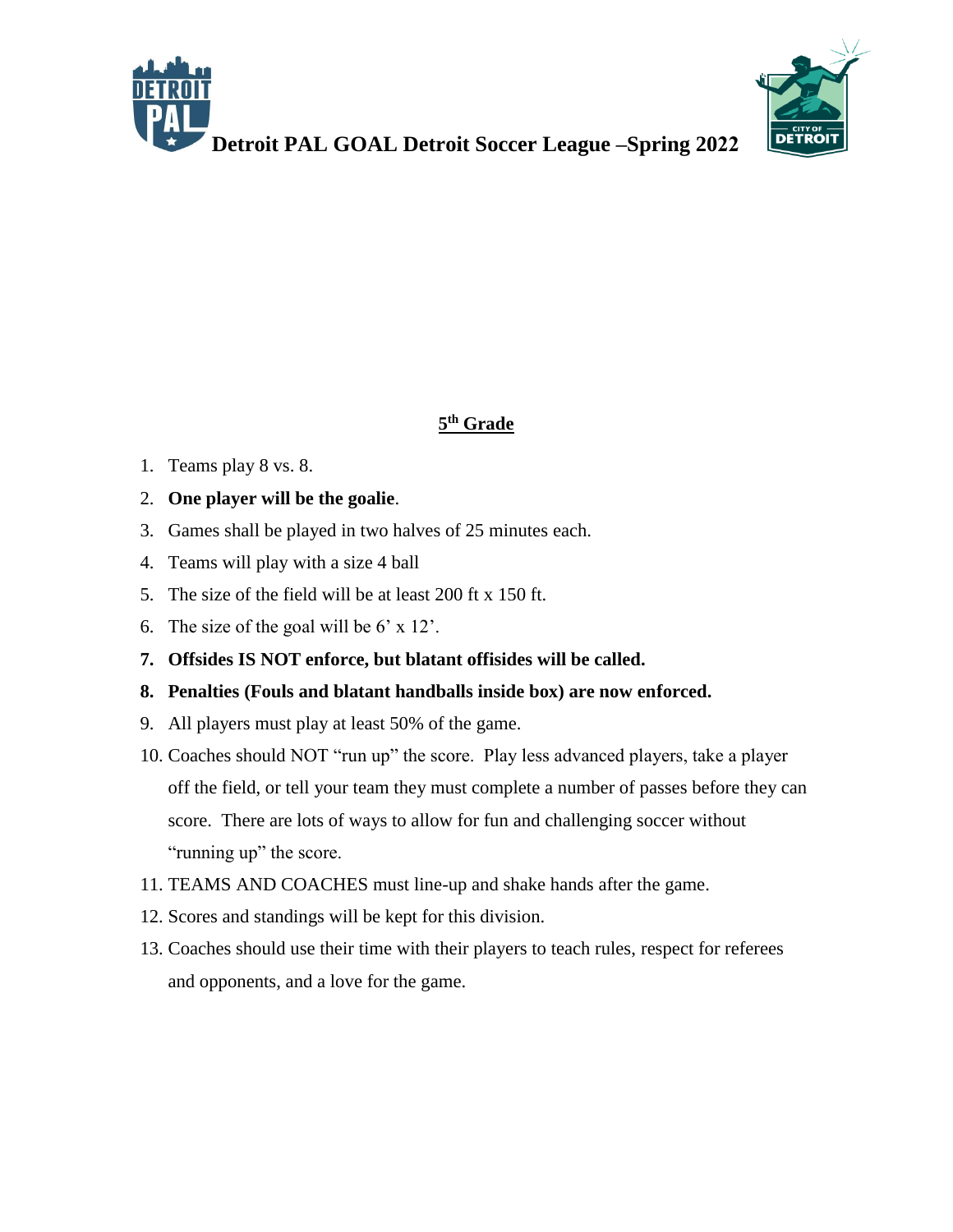# Detroit PAL GOAL Detroit Soccer League –Spring 2022

## 5th Grade

1. Teams play 8 vs. 8.
2. **One player will be the goalie**.
3. Games shall be played in two halves of 25 minutes each.
4. Teams will play with a size 4 ball
5. The size of the field will be at least 200 ft x 150 ft.
6. The size of the goal will be 6' x 12'.
7. **Offsides IS NOT enforce, but blatant offisides will be called.**
8. **Penalties (Fouls and blatant handballs inside box) are now enforced.**
9. All players must play at least 50% of the game.
10. Coaches should NOT "run up" the score. Play less advanced players, take a player off the field, or tell your team they must complete a number of passes before they can score. There are lots of ways to allow for fun and challenging soccer without "running up" the score.
11. TEAMS AND COACHES must line-up and shake hands after the game.
12. Scores and standings will be kept for this division.
13. Coaches should use their time with their players to teach rules, respect for referees and opponents, and a love for the game.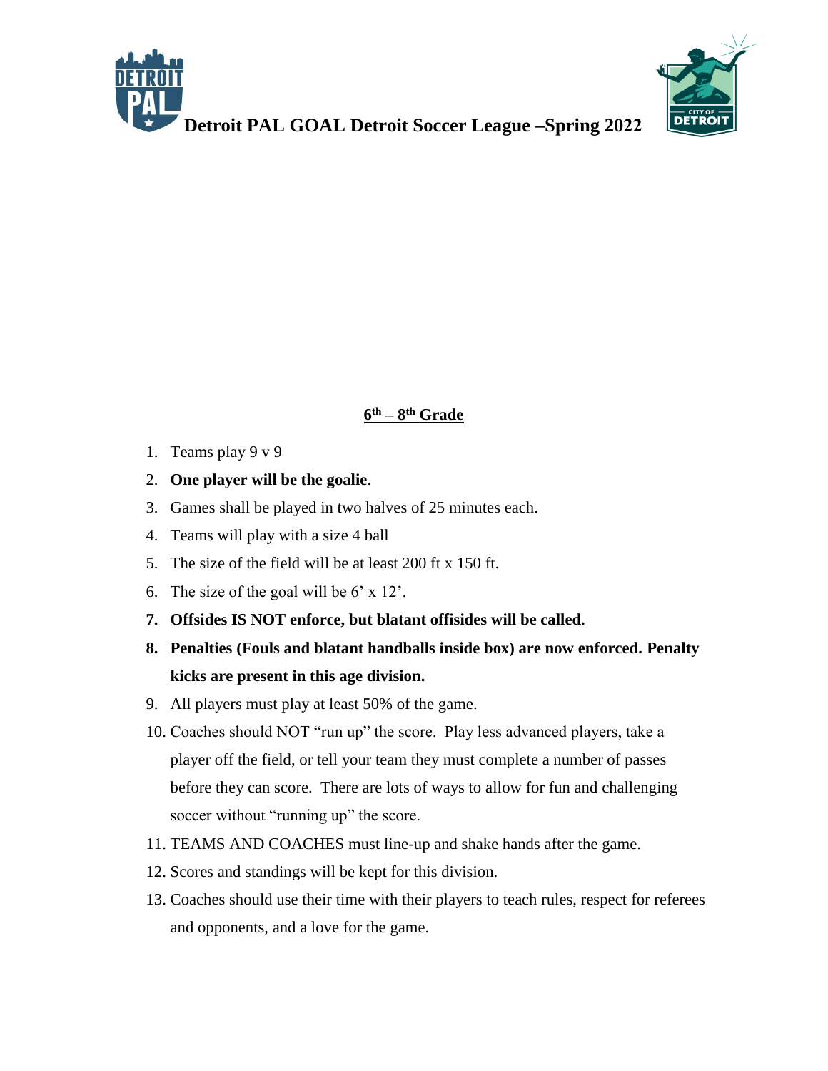**Detroit PAL GOAL Detroit Soccer League –Spring 2022**

## 6th – 8th Grade

1. Teams play 9 v 9
2. **One player will be the goalie**.
3. Games shall be played in two halves of 25 minutes each.
4. Teams will play with a size 4 ball
5. The size of the field will be at least 200 ft x 150 ft.
6. The size of the goal will be 6' x 12'.
7. **Offsides IS NOT enforce, but blatant offisides will be called.**
8. **Penalties (Fouls and blatant handballs inside box) are now enforced. Penalty kicks are present in this age division.**
9. All players must play at least 50% of the game.
10. Coaches should NOT "run up" the score. Play less advanced players, take a player off the field, or tell your team they must complete a number of passes before they can score. There are lots of ways to allow for fun and challenging soccer without "running up" the score.
11. TEAMS AND COACHES must line-up and shake hands after the game.
12. Scores and standings will be kept for this division.
13. Coaches should use their time with their players to teach rules, respect for referees and opponents, and a love for the game.